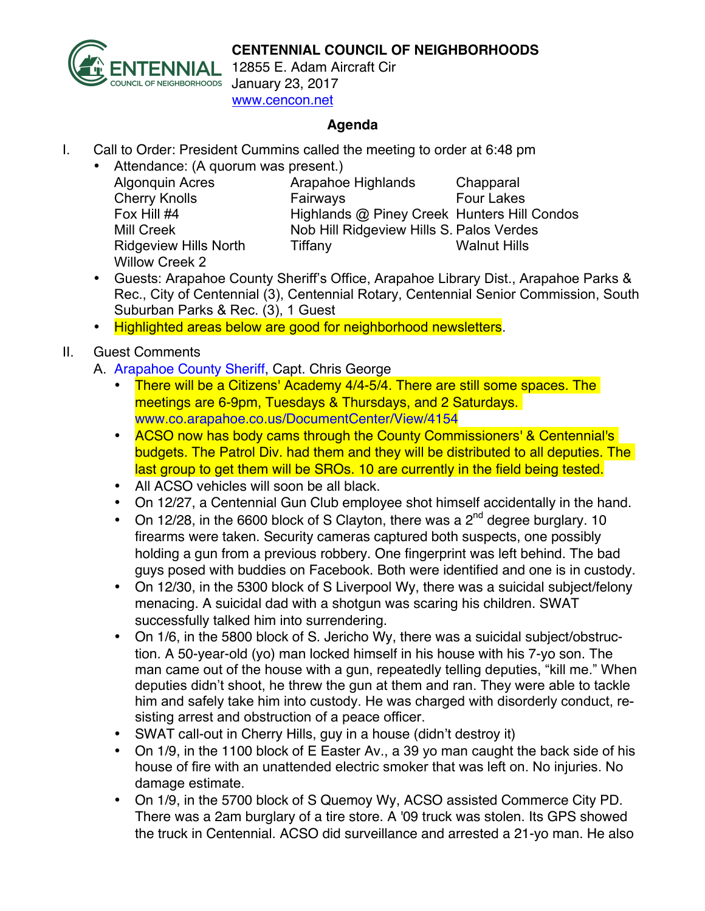**CENTENNIAL COUNCIL OF NEIGHBORHOODS**
12855 E. Adam Aircraft Cir
January 23, 2017
www.cencon.net

## Agenda

I. Call to Order: President Cummins called the meeting to order at 6:48 pm

- Attendance: (A quorum was present.)

| | | |
|---|---|---|
| Algonquin Acres | Arapahoe Highlands | Chapparal |
| Cherry Knolls | Fairways | Four Lakes |
| Fox Hill #4 | Highlands @ Piney Creek | Hunters Hill Condos |
| Mill Creek | Nob Hill Ridgeview Hills S. | Palos Verdes |
| Ridgeview Hills North | Tiffany | Walnut Hills |
| Willow Creek 2 | | |

- Guests: Arapahoe County Sheriff's Office, Arapahoe Library Dist., Arapahoe Parks & Rec., City of Centennial (3), Centennial Rotary, Centennial Senior Commission, South Suburban Parks & Rec. (3), 1 Guest
- Highlighted areas below are good for neighborhood newsletters.

II. Guest Comments

A. Arapahoe County Sheriff, Capt. Chris George

- There will be a Citizens' Academy 4/4-5/4. There are still some spaces. The meetings are 6-9pm, Tuesdays & Thursdays, and 2 Saturdays. www.co.arapahoe.co.us/DocumentCenter/View/4154
- ACSO now has body cams through the County Commissioners' & Centennial's budgets. The Patrol Div. had them and they will be distributed to all deputies. The last group to get them will be SROs. 10 are currently in the field being tested.
- All ACSO vehicles will soon be all black.
- On 12/27, a Centennial Gun Club employee shot himself accidentally in the hand.
- On 12/28, in the 6600 block of S Clayton, there was a 2nd degree burglary. 10 firearms were taken. Security cameras captured both suspects, one possibly holding a gun from a previous robbery. One fingerprint was left behind. The bad guys posed with buddies on Facebook. Both were identified and one is in custody.
- On 12/30, in the 5300 block of S Liverpool Wy, there was a suicidal subject/felony menacing. A suicidal dad with a shotgun was scaring his children. SWAT successfully talked him into surrendering.
- On 1/6, in the 5800 block of S. Jericho Wy, there was a suicidal subject/obstruction. A 50-year-old (yo) man locked himself in his house with his 7-yo son. The man came out of the house with a gun, repeatedly telling deputies, "kill me." When deputies didn't shoot, he threw the gun at them and ran. They were able to tackle him and safely take him into custody. He was charged with disorderly conduct, resisting arrest and obstruction of a peace officer.
- SWAT call-out in Cherry Hills, guy in a house (didn't destroy it)
- On 1/9, in the 1100 block of E Easter Av., a 39 yo man caught the back side of his house of fire with an unattended electric smoker that was left on. No injuries. No damage estimate.
- On 1/9, in the 5700 block of S Quemoy Wy, ACSO assisted Commerce City PD. There was a 2am burglary of a tire store. A '09 truck was stolen. Its GPS showed the truck in Centennial. ACSO did surveillance and arrested a 21-yo man. He also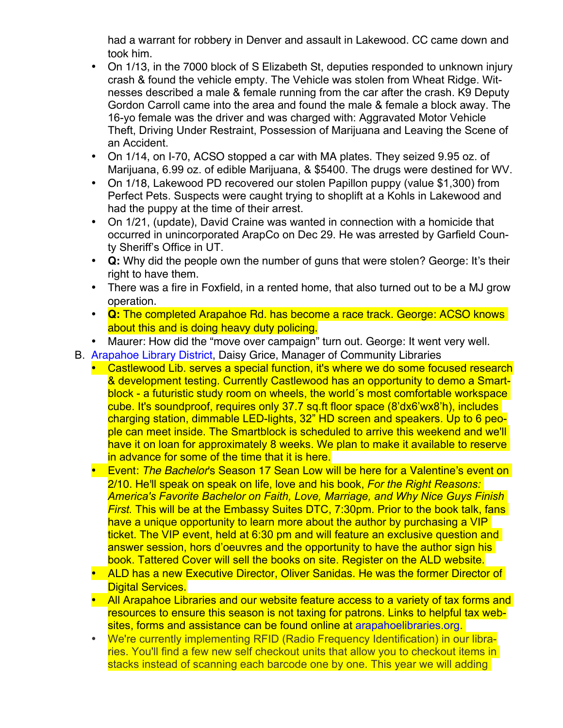had a warrant for robbery in Denver and assault in Lakewood. CC came down and took him.

- On 1/13, in the 7000 block of S Elizabeth St, deputies responded to unknown injury crash & found the vehicle empty. The Vehicle was stolen from Wheat Ridge. Witnesses described a male & female running from the car after the crash. K9 Deputy Gordon Carroll came into the area and found the male & female a block away. The 16-yo female was the driver and was charged with: Aggravated Motor Vehicle Theft, Driving Under Restraint, Possession of Marijuana and Leaving the Scene of an Accident.
- On 1/14, on I-70, ACSO stopped a car with MA plates. They seized 9.95 oz. of Marijuana, 6.99 oz. of edible Marijuana, & $5400. The drugs were destined for WV.
- On 1/18, Lakewood PD recovered our stolen Papillon puppy (value $1,300) from Perfect Pets. Suspects were caught trying to shoplift at a Kohls in Lakewood and had the puppy at the time of their arrest.
- On 1/21, (update), David Craine was wanted in connection with a homicide that occurred in unincorporated ArapCo on Dec 29. He was arrested by Garfield County Sheriff's Office in UT.
- **Q:** Why did the people own the number of guns that were stolen? George: It's their right to have them.
- There was a fire in Foxfield, in a rented home, that also turned out to be a MJ grow operation.
- **Q:** The completed Arapahoe Rd. has become a race track. George: ACSO knows about this and is doing heavy duty policing.
- Maurer: How did the "move over campaign" turn out. George: It went very well.

B. Arapahoe Library District, Daisy Grice, Manager of Community Libraries

- Castlewood Lib. serves a special function, it's where we do some focused research & development testing. Currently Castlewood has an opportunity to demo a Smartblock - a futuristic study room on wheels, the world´s most comfortable workspace cube. It's soundproof, requires only 37.7 sq.ft floor space (8'dx6'wx8'h), includes charging station, dimmable LED-lights, 32" HD screen and speakers. Up to 6 people can meet inside. The Smartblock is scheduled to arrive this weekend and we'll have it on loan for approximately 8 weeks. We plan to make it available to reserve in advance for some of the time that it is here.
- Event: *The Bachelor*'s Season 17 Sean Low will be here for a Valentine's event on 2/10. He'll speak on speak on life, love and his book, *For the Right Reasons: America's Favorite Bachelor on Faith, Love, Marriage, and Why Nice Guys Finish First.* This will be at the Embassy Suites DTC, 7:30pm. Prior to the book talk, fans have a unique opportunity to learn more about the author by purchasing a VIP ticket. The VIP event, held at 6:30 pm and will feature an exclusive question and answer session, hors d'oeuvres and the opportunity to have the author sign his book. Tattered Cover will sell the books on site. Register on the ALD website.
- ALD has a new Executive Director, Oliver Sanidas. He was the former Director of Digital Services.
- All Arapahoe Libraries and our website feature access to a variety of tax forms and resources to ensure this season is not taxing for patrons. Links to helpful tax websites, forms and assistance can be found online at arapahoelibraries.org.
- We're currently implementing RFID (Radio Frequency Identification) in our libraries. You'll find a few new self checkout units that allow you to checkout items in stacks instead of scanning each barcode one by one. This year we will adding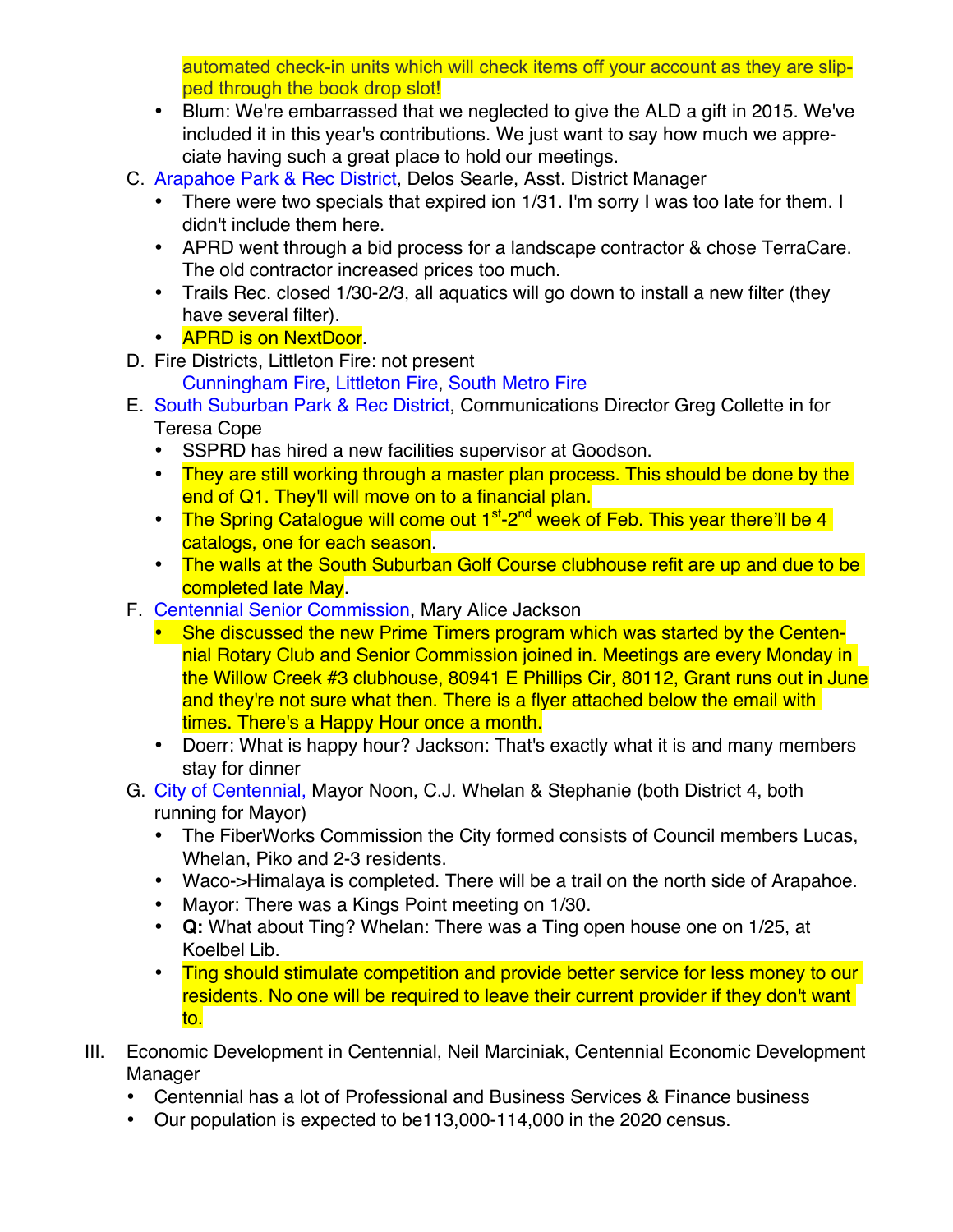automated check-in units which will check items off your account as they are slipped through the book drop slot!

- Blum: We're embarrassed that we neglected to give the ALD a gift in 2015. We've included it in this year's contributions. We just want to say how much we appreciate having such a great place to hold our meetings.

C. Arapahoe Park & Rec District, Delos Searle, Asst. District Manager
   - There were two specials that expired ion 1/31. I'm sorry I was too late for them. I didn't include them here.
   - APRD went through a bid process for a landscape contractor & chose TerraCare. The old contractor increased prices too much.
   - Trails Rec. closed 1/30-2/3, all aquatics will go down to install a new filter (they have several filter).
   - APRD is on NextDoor.

D. Fire Districts, Littleton Fire: not present
   Cunningham Fire, Littleton Fire, South Metro Fire

E. South Suburban Park & Rec District, Communications Director Greg Collette in for Teresa Cope
   - SSPRD has hired a new facilities supervisor at Goodson.
   - They are still working through a master plan process. This should be done by the end of Q1. They'll will move on to a financial plan.
   - The Spring Catalogue will come out 1st-2nd week of Feb. This year there'll be 4 catalogs, one for each season.
   - The walls at the South Suburban Golf Course clubhouse refit are up and due to be completed late May.

F. Centennial Senior Commission, Mary Alice Jackson
   - She discussed the new Prime Timers program which was started by the Centennial Rotary Club and Senior Commission joined in. Meetings are every Monday in the Willow Creek #3 clubhouse, 80941 E Phillips Cir, 80112, Grant runs out in June and they're not sure what then. There is a flyer attached below the email with times. There's a Happy Hour once a month.
   - Doerr: What is happy hour? Jackson: That's exactly what it is and many members stay for dinner

G. City of Centennial, Mayor Noon, C.J. Whelan & Stephanie (both District 4, both running for Mayor)
   - The FiberWorks Commission the City formed consists of Council members Lucas, Whelan, Piko and 2-3 residents.
   - Waco->Himalaya is completed. There will be a trail on the north side of Arapahoe.
   - Mayor: There was a Kings Point meeting on 1/30.
   - **Q:** What about Ting? Whelan: There was a Ting open house one on 1/25, at Koelbel Lib.
   - Ting should stimulate competition and provide better service for less money to our residents. No one will be required to leave their current provider if they don't want to.

III. Economic Development in Centennial, Neil Marciniak, Centennial Economic Development Manager
   - Centennial has a lot of Professional and Business Services & Finance business
   - Our population is expected to be113,000-114,000 in the 2020 census.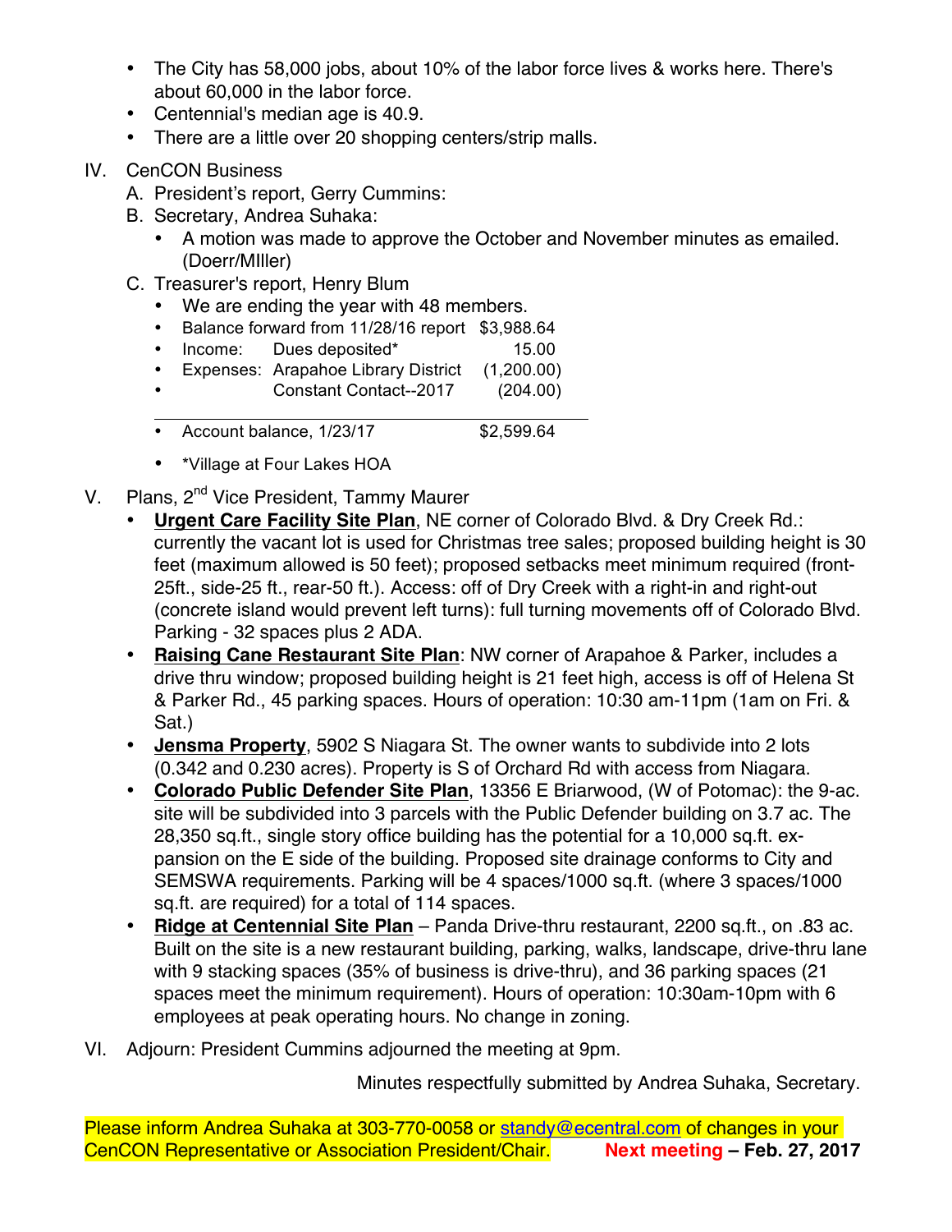- The City has 58,000 jobs, about 10% of the labor force lives & works here. There's about 60,000 in the labor force.
- Centennial's median age is 40.9.
- There are a little over 20 shopping centers/strip malls.

IV. CenCON Business

A. President's report, Gerry Cummins:

B. Secretary, Andrea Suhaka:

- A motion was made to approve the October and November minutes as emailed. (Doerr/MIller)

C. Treasurer's report, Henry Blum

- We are ending the year with 48 members.
- Balance forward from 11/28/16 report $3,988.64
- Income: Dues deposited* 15.00
- Expenses: Arapahoe Library District (1,200.00)
- Constant Contact--2017 (204.00)

---

- Account balance, 1/23/17 $2,599.64
- *Village at Four Lakes HOA

V. Plans, 2nd Vice President, Tammy Maurer

- **Urgent Care Facility Site Plan**, NE corner of Colorado Blvd. & Dry Creek Rd.: currently the vacant lot is used for Christmas tree sales; proposed building height is 30 feet (maximum allowed is 50 feet); proposed setbacks meet minimum required (front-25ft., side-25 ft., rear-50 ft.). Access: off of Dry Creek with a right-in and right-out (concrete island would prevent left turns): full turning movements off of Colorado Blvd. Parking - 32 spaces plus 2 ADA.
- **Raising Cane Restaurant Site Plan**: NW corner of Arapahoe & Parker, includes a drive thru window; proposed building height is 21 feet high, access is off of Helena St & Parker Rd., 45 parking spaces. Hours of operation: 10:30 am-11pm (1am on Fri. & Sat.)
- **Jensma Property**, 5902 S Niagara St. The owner wants to subdivide into 2 lots (0.342 and 0.230 acres). Property is S of Orchard Rd with access from Niagara.
- **Colorado Public Defender Site Plan**, 13356 E Briarwood, (W of Potomac): the 9-ac. site will be subdivided into 3 parcels with the Public Defender building on 3.7 ac. The 28,350 sq.ft., single story office building has the potential for a 10,000 sq.ft. expansion on the E side of the building. Proposed site drainage conforms to City and SEMSWA requirements. Parking will be 4 spaces/1000 sq.ft. (where 3 spaces/1000 sq.ft. are required) for a total of 114 spaces.
- **Ridge at Centennial Site Plan** – Panda Drive-thru restaurant, 2200 sq.ft., on .83 ac. Built on the site is a new restaurant building, parking, walks, landscape, drive-thru lane with 9 stacking spaces (35% of business is drive-thru), and 36 parking spaces (21 spaces meet the minimum requirement). Hours of operation: 10:30am-10pm with 6 employees at peak operating hours. No change in zoning.

VI. Adjourn: President Cummins adjourned the meeting at 9pm.

Minutes respectfully submitted by Andrea Suhaka, Secretary.

Please inform Andrea Suhaka at 303-770-0058 or standy@ecentral.com of changes in your CenCON Representative or Association President/Chair. **Next meeting – Feb. 27, 2017**